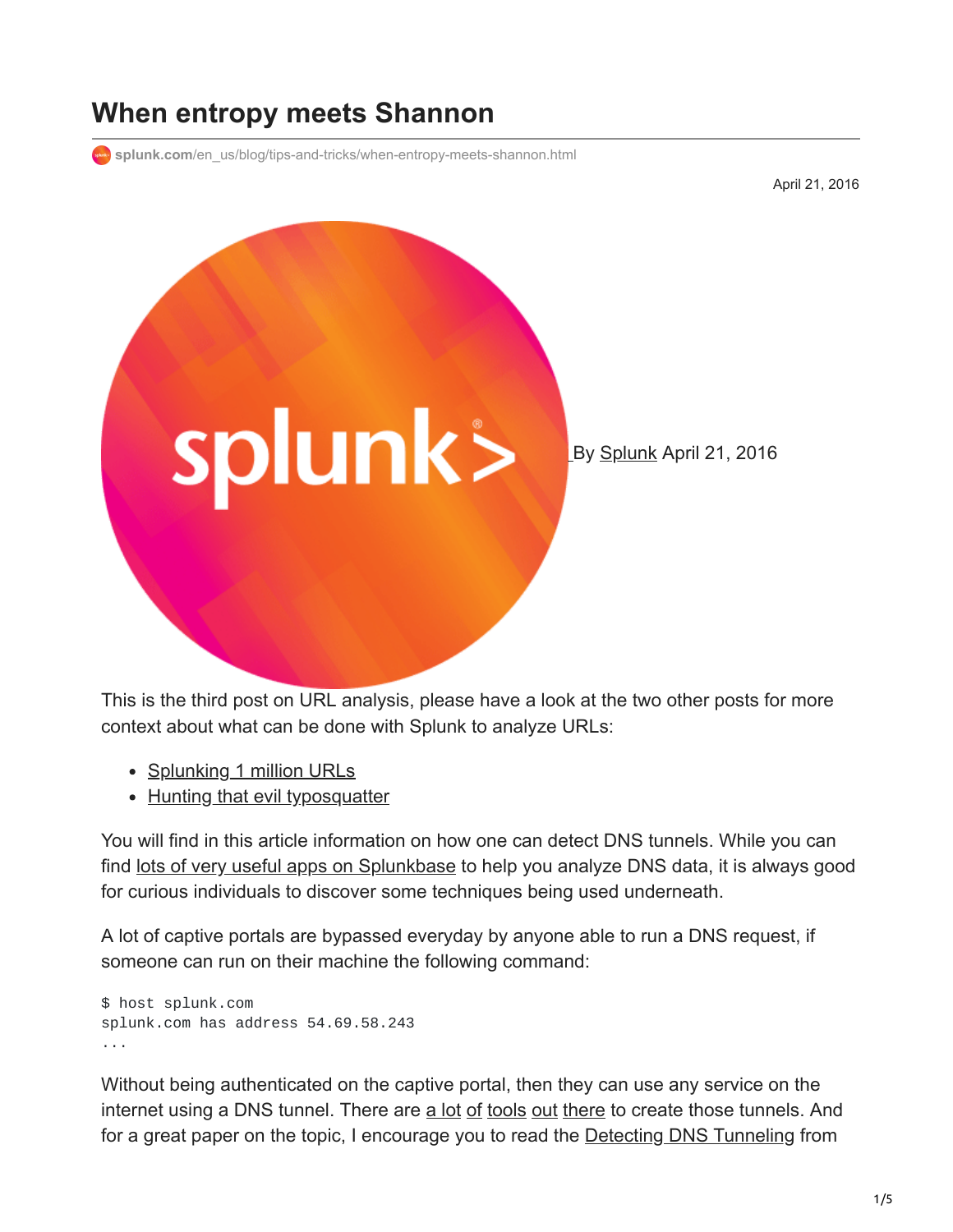# When entropy meets Shannon

splunk.com/en_us/blog/tips-and-tricks/when-entropy-meets-shannon.html

April 21, 2016

By Splunk April 21, 2016

This is the third post on URL analysis, please have a look at the two other posts for more context about what can be done with Splunk to analyze URLs:

- Splunking 1 million URLs
- Hunting that evil typosquatter

You will find in this article information on how one can detect DNS tunnels. While you can find lots of very useful apps on Splunkbase to help you analyze DNS data, it is always good for curious individuals to discover some techniques being used underneath.

A lot of captive portals are bypassed everyday by anyone able to run a DNS request, if someone can run on their machine the following command:

```
$ host splunk.com
splunk.com has address 54.69.58.243
...
```

Without being authenticated on the captive portal, then they can use any service on the internet using a DNS tunnel. There are a lot of tools out there to create those tunnels. And for a great paper on the topic, I encourage you to read the Detecting DNS Tunneling from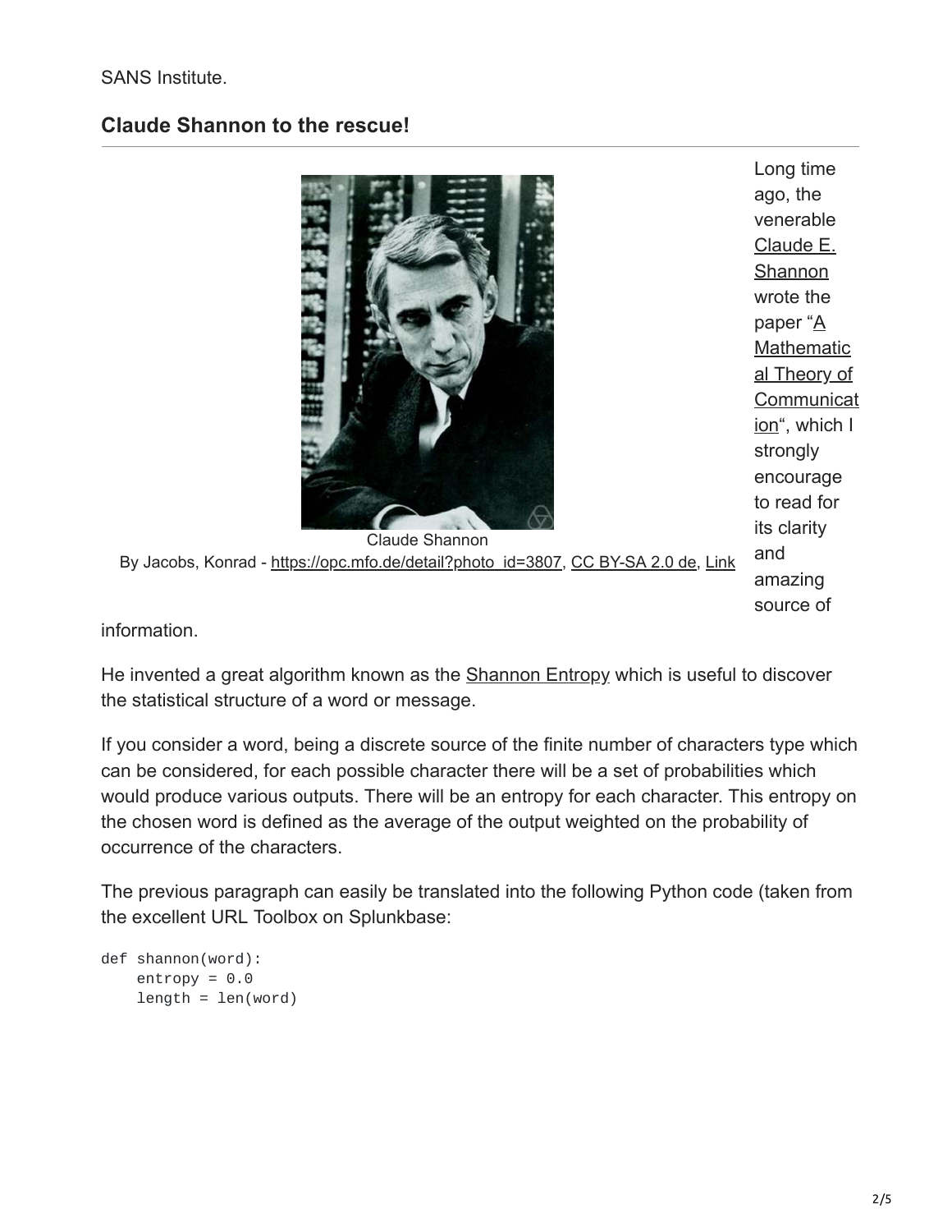SANS Institute.

## Claude Shannon to the rescue!

Claude Shannon
By Jacobs, Konrad - https://opc.mfo.de/detail?photo_id=3807, CC BY-SA 2.0 de, Link

Long time ago, the venerable Claude E. Shannon wrote the paper "A Mathematical Theory of Communication", which I strongly encourage to read for its clarity and amazing source of information.

He invented a great algorithm known as the Shannon Entropy which is useful to discover the statistical structure of a word or message.

If you consider a word, being a discrete source of the finite number of characters type which can be considered, for each possible character there will be a set of probabilities which would produce various outputs. There will be an entropy for each character. This entropy on the chosen word is defined as the average of the output weighted on the probability of occurrence of the characters.

The previous paragraph can easily be translated into the following Python code (taken from the excellent URL Toolbox on Splunkbase:

```
def shannon(word):
    entropy = 0.0
    length = len(word)
```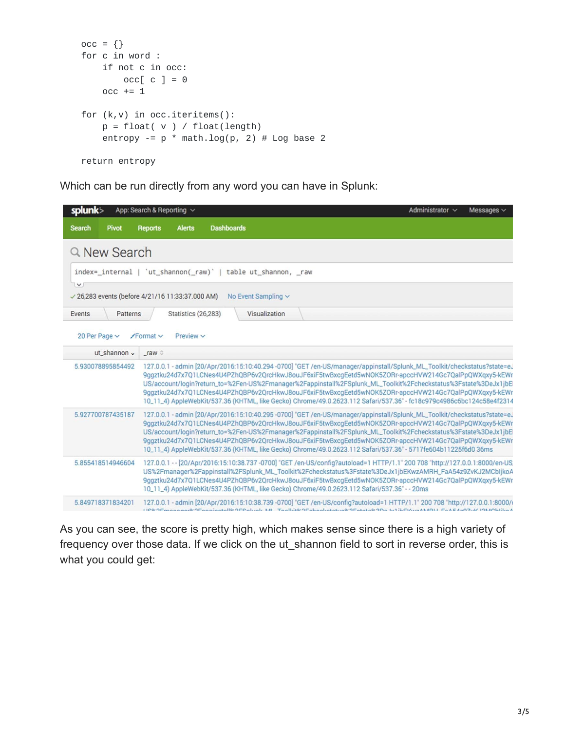```
occ = {}
for c in word :
    if not c in occ:
        occ[ c ] = 0
    occ += 1

for (k,v) in occ.iteritems():
    p = float( v ) / float(length)
    entropy -= p * math.log(p, 2) # Log base 2

return entropy
```

Which can be run directly from any word you can have in Splunk:

```
index=_internal | `ut_shannon(_raw)` | table ut_shannon, _raw
```

| ut_shannon | _raw |
|---|---|
| 5.930078895854492 | 127.0.0.1 - admin [20/Apr/2016:15:10:40.294 -0700] "GET /en-US/manager/appinstall/Splunk_ML_Toolkit/checkstatus?state=e... |
| 5.927700787435187 | 127.0.0.1 - admin [20/Apr/2016:15:10:40.295 -0700] "GET /en-US/manager/appinstall/Splunk_ML_Toolkit/checkstatus?state=e... |
| 5.855418514946604 | 127.0.0.1 - - [20/Apr/2016:15:10:38.737 -0700] "GET /en-US/config?autoload=1 HTTP/1.1" 200 708 "http://127.0.0.1:8000/en-US... |
| 5.849718371834201 | 127.0.0.1 - admin [20/Apr/2016:15:10:38.739 -0700] "GET /en-US/config?autoload=1 HTTP/1.1" 200 708 "http://127.0.0.1:8000/... |

As you can see, the score is pretty high, which makes sense since there is a high variety of frequency over those data. If we click on the ut_shannon field to sort in reverse order, this is what you could get: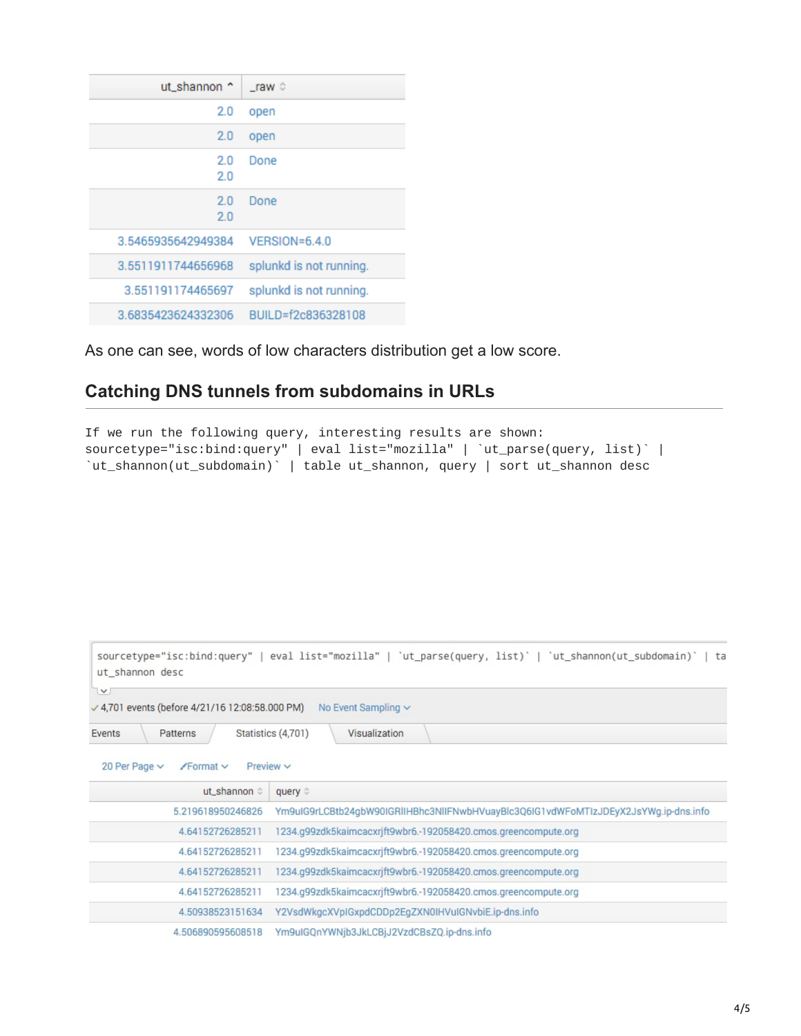| ut_shannon | _raw |
|---|---|
| 2.0 | open |
| 2.0 | open |
| 2.0<br>2.0 | Done |
| 2.0<br>2.0 | Done |
| 3.5465935642949384 | VERSION=6.4.0 |
| 3.5511911744656968 | splunkd is not running. |
| 3.551191174465697 | splunkd is not running. |
| 3.6835423624332306 | BUILD=f2c836328108 |

As one can see, words of low characters distribution get a low score.

## Catching DNS tunnels from subdomains in URLs

```
If we run the following query, interesting results are shown:
sourcetype="isc:bind:query" | eval list="mozilla" | `ut_parse(query, list)` |
`ut_shannon(ut_subdomain)` | table ut_shannon, query | sort ut_shannon desc
```

```
sourcetype="isc:bind:query" | eval list="mozilla" | `ut_parse(query, list)` | `ut_shannon(ut_subdomain)` | ta
ut_shannon desc
```

✓ 4,701 events (before 4/21/16 12:08:58.000 PM) No Event Sampling

Events | Patterns | Statistics (4,701) | Visualization

20 Per Page | Format | Preview

| ut_shannon | query |
|---|---|
| 5.219618950246826 | Ym9uIG9rLCBtb24gbW90IGRlIHBhc3NlIFNwbHVuayBlc3Q6IG1vdWFoMTIzJDEyX2JsYWg.ip-dns.info |
| 4.64152726285211 | 1234.g99zdk5kaimcacxrjft9wbr6.-192058420.cmos.greencompute.org |
| 4.64152726285211 | 1234.g99zdk5kaimcacxrjft9wbr6.-192058420.cmos.greencompute.org |
| 4.64152726285211 | 1234.g99zdk5kaimcacxrjft9wbr6.-192058420.cmos.greencompute.org |
| 4.64152726285211 | 1234.g99zdk5kaimcacxrjft9wbr6.-192058420.cmos.greencompute.org |
| 4.50938523151634 | Y2VsdWkgcXVpIGxpdCDDp2EgZXN0IHVuIGNvbiE.ip-dns.info |
| 4.506890595608518 | Ym9uIGQnYWNjb3JkLCBjJ2VzdCBsZQ.ip-dns.info |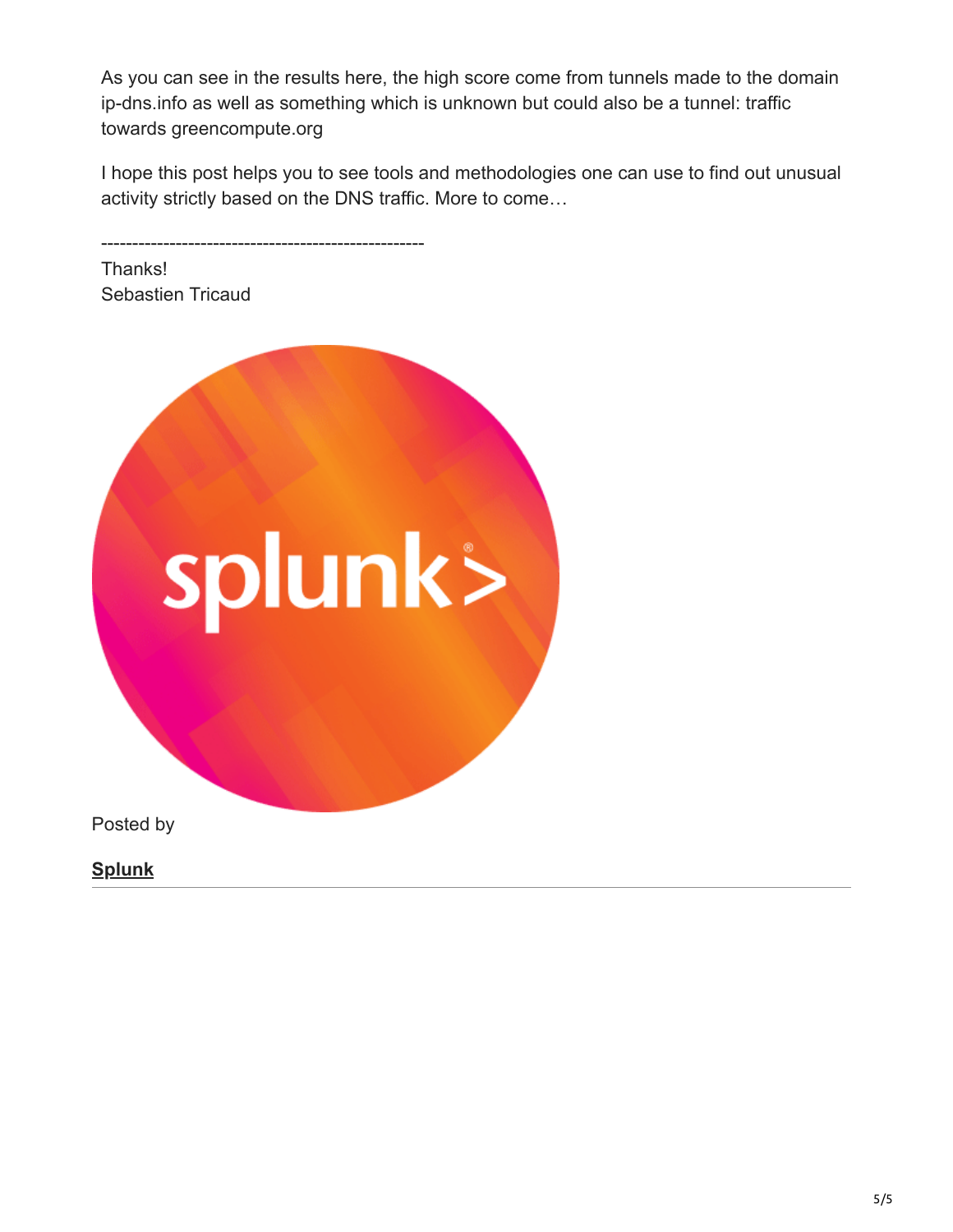As you can see in the results here, the high score come from tunnels made to the domain ip-dns.info as well as something which is unknown but could also be a tunnel: traffic towards greencompute.org

I hope this post helps you to see tools and methodologies one can use to find out unusual activity strictly based on the DNS traffic. More to come…

-----------------------------------------------------

Thanks!
Sebastien Tricaud

Posted by

**Splunk**